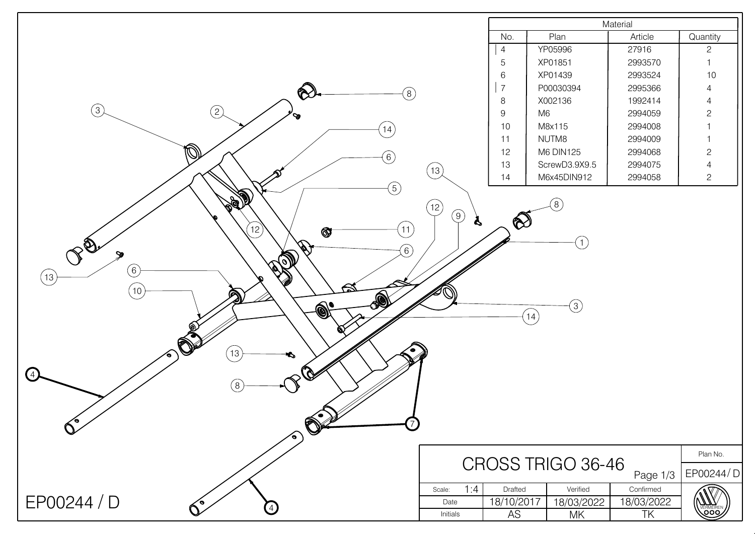| Material | | | |
|---|---|---|---|
| No. | Plan | Article | Quantity |
| 4 | YP05996 | 27916 | 2 |
| 5 | XP01851 | 2993570 | 1 |
| 6 | XP01439 | 2993524 | 10 |
| 7 | P00030394 | 2995366 | 4 |
| 8 | X002136 | 1992414 | 4 |
| 9 | M6 | 2994059 | 2 |
| 10 | M8x115 | 2994008 | 1 |
| 11 | NUTM8 | 2994009 | 1 |
| 12 | M6 DIN125 | 2994068 | 2 |
| 13 | ScrewD3.9X9.5 | 2994075 | 4 |
| 14 | M6x45DIN912 | 2994058 | 2 |

3
2
8
14
6
5
13
12
9
8
12
11
1
13
6
6
10
3
14
13
4
8
7
4

EP00244 / D

# CROSS TRIGO 36-46

Page 1/3

| Plan No. | | | | |
|---|---|---|---|---|
| | | | | EP00244/ D |
| Scale: 1:4 | Drafted | Verified | Confirmed | |
| Date | 18/10/2017 | 18/03/2022 | 18/03/2022 | |
| Initials | AS | MK | TK | VERMEIREN |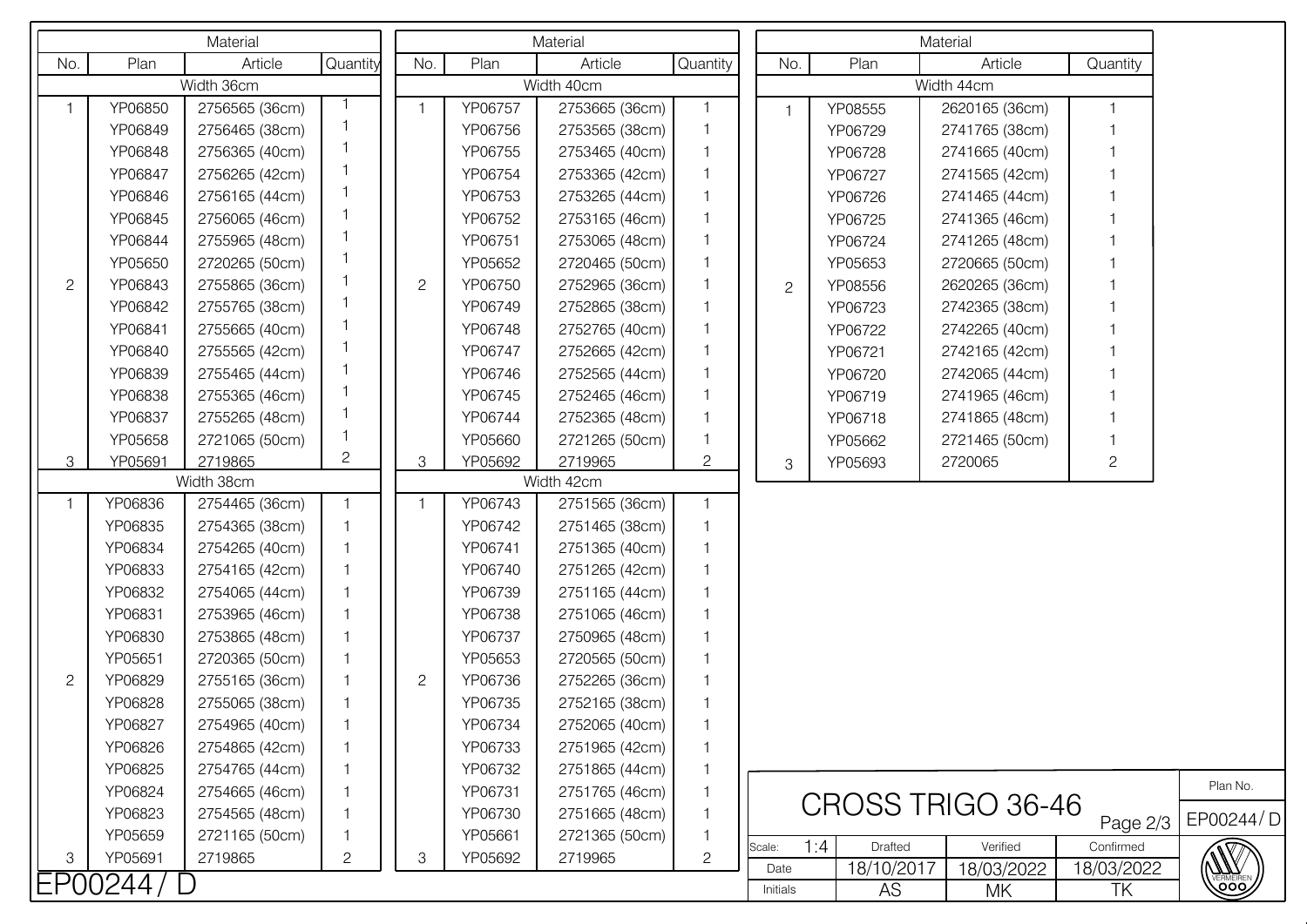| Material | | | |
|---|---|---|---|
| No. | Plan | Article | Quantity |
| Width 36cm | | | |
| 1 | YP06850 | 2756565 (36cm) | 1 |
| | YP06849 | 2756465 (38cm) | 1 |
| | YP06848 | 2756365 (40cm) | 1 |
| | YP06847 | 2756265 (42cm) | 1 |
| | YP06846 | 2756165 (44cm) | 1 |
| | YP06845 | 2756065 (46cm) | 1 |
| | YP06844 | 2755965 (48cm) | 1 |
| | YP05650 | 2720265 (50cm) | 1 |
| 2 | YP06843 | 2755865 (36cm) | 1 |
| | YP06842 | 2755765 (38cm) | 1 |
| | YP06841 | 2755665 (40cm) | 1 |
| | YP06840 | 2755565 (42cm) | 1 |
| | YP06839 | 2755465 (44cm) | 1 |
| | YP06838 | 2755365 (46cm) | 1 |
| | YP06837 | 2755265 (48cm) | 1 |
| | YP05658 | 2721065 (50cm) | 1 |
| 3 | YP05691 | 2719865 | 2 |
| Width 38cm | | | |
| 1 | YP06836 | 2754465 (36cm) | 1 |
| | YP06835 | 2754365 (38cm) | 1 |
| | YP06834 | 2754265 (40cm) | 1 |
| | YP06833 | 2754165 (42cm) | 1 |
| | YP06832 | 2754065 (44cm) | 1 |
| | YP06831 | 2753965 (46cm) | 1 |
| | YP06830 | 2753865 (48cm) | 1 |
| | YP05651 | 2720365 (50cm) | 1 |
| 2 | YP06829 | 2755165 (36cm) | 1 |
| | YP06828 | 2755065 (38cm) | 1 |
| | YP06827 | 2754965 (40cm) | 1 |
| | YP06826 | 2754865 (42cm) | 1 |
| | YP06825 | 2754765 (44cm) | 1 |
| | YP06824 | 2754665 (46cm) | 1 |
| | YP06823 | 2754565 (48cm) | 1 |
| | YP05659 | 2721165 (50cm) | 1 |
| 3 | YP05691 | 2719865 | 2 |

| Material | | | |
|---|---|---|---|
| No. | Plan | Article | Quantity |
| Width 40cm | | | |
| 1 | YP06757 | 2753665 (36cm) | 1 |
| | YP06756 | 2753565 (38cm) | 1 |
| | YP06755 | 2753465 (40cm) | 1 |
| | YP06754 | 2753365 (42cm) | 1 |
| | YP06753 | 2753265 (44cm) | 1 |
| | YP06752 | 2753165 (46cm) | 1 |
| | YP06751 | 2753065 (48cm) | 1 |
| | YP05652 | 2720465 (50cm) | 1 |
| 2 | YP06750 | 2752965 (36cm) | 1 |
| | YP06749 | 2752865 (38cm) | 1 |
| | YP06748 | 2752765 (40cm) | 1 |
| | YP06747 | 2752665 (42cm) | 1 |
| | YP06746 | 2752565 (44cm) | 1 |
| | YP06745 | 2752465 (46cm) | 1 |
| | YP06744 | 2752365 (48cm) | 1 |
| | YP05660 | 2721265 (50cm) | 1 |
| 3 | YP05692 | 2719965 | 2 |
| Width 42cm | | | |
| 1 | YP06743 | 2751565 (36cm) | 1 |
| | YP06742 | 2751465 (38cm) | 1 |
| | YP06741 | 2751365 (40cm) | 1 |
| | YP06740 | 2751265 (42cm) | 1 |
| | YP06739 | 2751165 (44cm) | 1 |
| | YP06738 | 2751065 (46cm) | 1 |
| | YP06737 | 2750965 (48cm) | 1 |
| | YP05653 | 2720565 (50cm) | 1 |
| 2 | YP06736 | 2752265 (36cm) | 1 |
| | YP06735 | 2752165 (38cm) | 1 |
| | YP06734 | 2752065 (40cm) | 1 |
| | YP06733 | 2751965 (42cm) | 1 |
| | YP06732 | 2751865 (44cm) | 1 |
| | YP06731 | 2751765 (46cm) | 1 |
| | YP06730 | 2751665 (48cm) | 1 |
| | YP05661 | 2721365 (50cm) | 1 |
| 3 | YP05692 | 2719965 | 2 |

| Material | | | |
|---|---|---|---|
| No. | Plan | Article | Quantity |
| Width 44cm | | | |
| 1 | YP08555 | 2620165 (36cm) | 1 |
| | YP06729 | 2741765 (38cm) | 1 |
| | YP06728 | 2741665 (40cm) | 1 |
| | YP06727 | 2741565 (42cm) | 1 |
| | YP06726 | 2741465 (44cm) | 1 |
| | YP06725 | 2741365 (46cm) | 1 |
| | YP06724 | 2741265 (48cm) | 1 |
| | YP05653 | 2720665 (50cm) | 1 |
| 2 | YP08556 | 2620265 (36cm) | 1 |
| | YP06723 | 2742365 (38cm) | 1 |
| | YP06722 | 2742265 (40cm) | 1 |
| | YP06721 | 2742165 (42cm) | 1 |
| | YP06720 | 2742065 (44cm) | 1 |
| | YP06719 | 2741965 (46cm) | 1 |
| | YP06718 | 2741865 (48cm) | 1 |
| | YP05662 | 2721465 (50cm) | 1 |
| 3 | YP05693 | 2720065 | 2 |

EP00244 / D

# CROSS TRIGO 36-46

Page 2/3

| | | | | |
|---|---|---|---|---|
| Scale: 1:4 | Drafted | Verified | Confirmed | Plan No. |
| Date | 18/10/2017 | 18/03/2022 | 18/03/2022 | EP00244/ D |
| Initials | AS | MK | TK | VERMEIREN |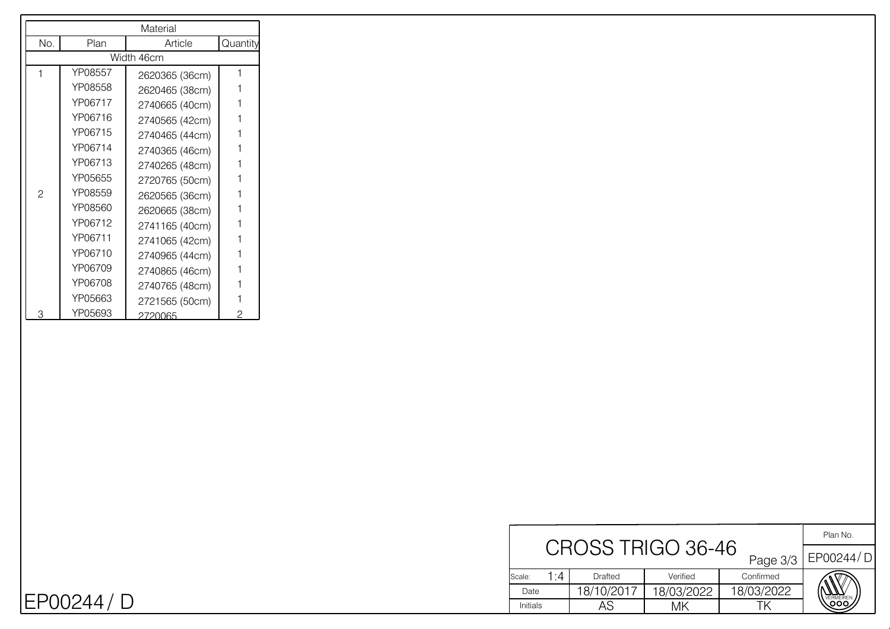| Material | | | |
|---|---|---|---|
| No. | Plan | Article | Quantity |
| Width 46cm | | | |
| 1 | YP08557 | 2620365 (36cm) | 1 |
| | YP08558 | 2620465 (38cm) | 1 |
| | YP06717 | 2740665 (40cm) | 1 |
| | YP06716 | 2740565 (42cm) | 1 |
| | YP06715 | 2740465 (44cm) | 1 |
| | YP06714 | 2740365 (46cm) | 1 |
| | YP06713 | 2740265 (48cm) | 1 |
| | YP05655 | 2720765 (50cm) | 1 |
| 2 | YP08559 | 2620565 (36cm) | 1 |
| | YP08560 | 2620665 (38cm) | 1 |
| | YP06712 | 2741165 (40cm) | 1 |
| | YP06711 | 2741065 (42cm) | 1 |
| | YP06710 | 2740965 (44cm) | 1 |
| | YP06709 | 2740865 (46cm) | 1 |
| | YP06708 | 2740765 (48cm) | 1 |
| | YP05663 | 2721565 (50cm) | 1 |
| 3 | YP05693 | 2720065 | 2 |

EP00244 / D

| CROSS TRIGO 36-46 | | | Page 3/3 | Plan No. EP00244/ D |
|---|---|---|---|---|
| Scale: 1:4 | Drafted | Verified | Confirmed | |
| Date | 18/10/2017 | 18/03/2022 | 18/03/2022 | |
| Initials | AS | MK | TK | VERMEIREN |